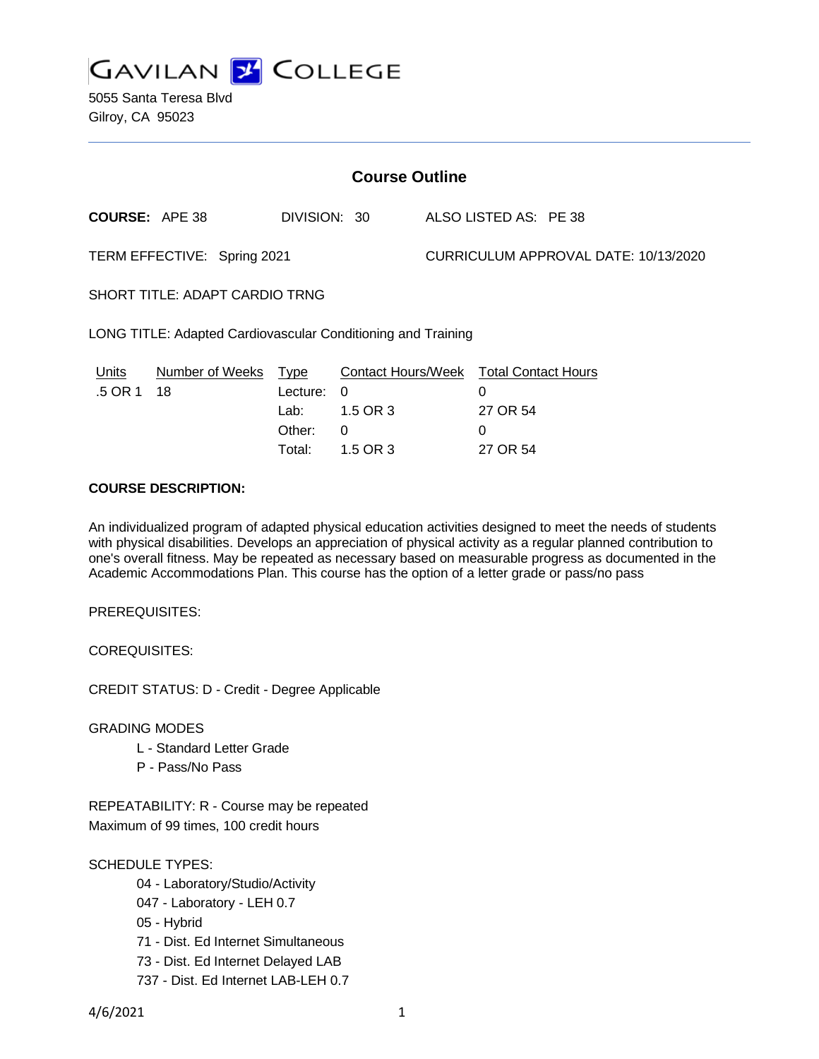# GAVILAN COLLEGE

5055 Santa Teresa Blvd
Gilroy, CA 95023

---

## Course Outline

**COURSE:** APE 38 DIVISION: 30 ALSO LISTED AS: PE 38

TERM EFFECTIVE: Spring 2021 CURRICULUM APPROVAL DATE: 10/13/2020

SHORT TITLE: ADAPT CARDIO TRNG

LONG TITLE: Adapted Cardiovascular Conditioning and Training

| Units | Number of Weeks | Type | Contact Hours/Week | Total Contact Hours |
|---|---|---|---|---|
| .5 OR 1 | 18 | Lecture: | 0 | 0 |
| | | Lab: | 1.5 OR 3 | 27 OR 54 |
| | | Other: | 0 | 0 |
| | | Total: | 1.5 OR 3 | 27 OR 54 |

**COURSE DESCRIPTION:**

An individualized program of adapted physical education activities designed to meet the needs of students with physical disabilities. Develops an appreciation of physical activity as a regular planned contribution to one's overall fitness. May be repeated as necessary based on measurable progress as documented in the Academic Accommodations Plan. This course has the option of a letter grade or pass/no pass

PREREQUISITES:

COREQUISITES:

CREDIT STATUS: D - Credit - Degree Applicable

GRADING MODES

- L - Standard Letter Grade
- P - Pass/No Pass

REPEATABILITY: R - Course may be repeated
Maximum of 99 times, 100 credit hours

SCHEDULE TYPES:

- 04 - Laboratory/Studio/Activity
- 047 - Laboratory - LEH 0.7
- 05 - Hybrid
- 71 - Dist. Ed Internet Simultaneous
- 73 - Dist. Ed Internet Delayed LAB
- 737 - Dist. Ed Internet LAB-LEH 0.7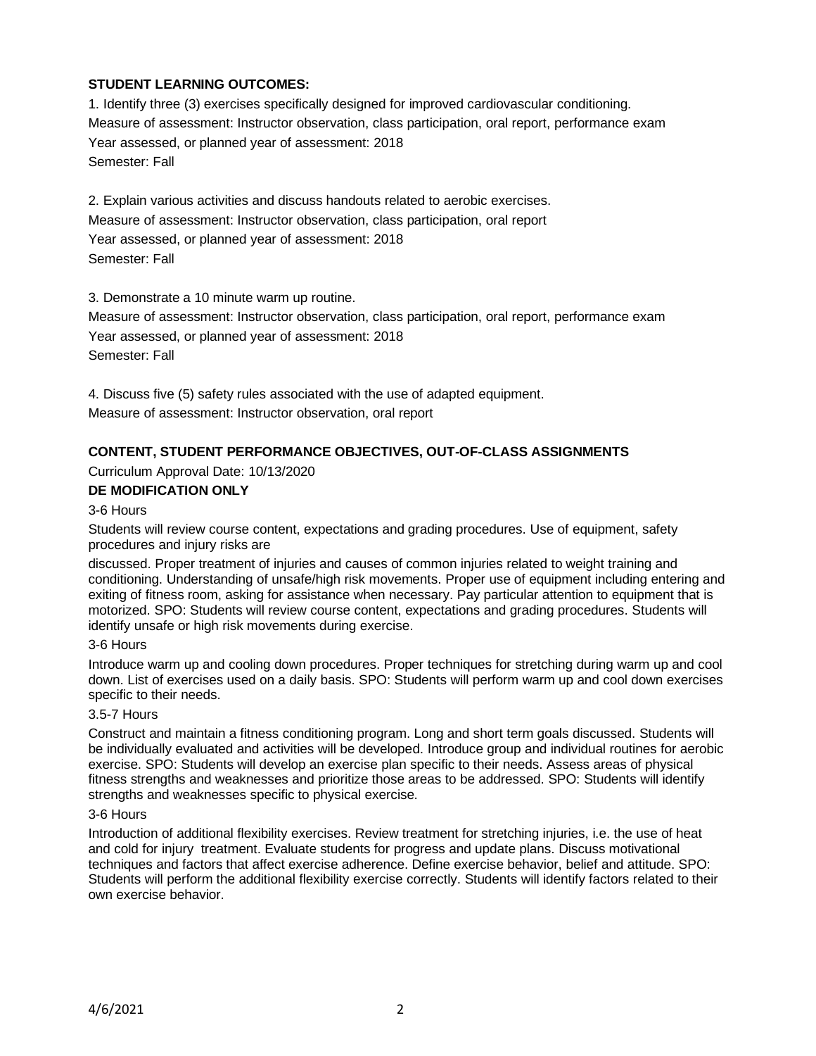**STUDENT LEARNING OUTCOMES:**

1. Identify three (3) exercises specifically designed for improved cardiovascular conditioning.
Measure of assessment: Instructor observation, class participation, oral report, performance exam
Year assessed, or planned year of assessment: 2018
Semester: Fall

2. Explain various activities and discuss handouts related to aerobic exercises.
Measure of assessment: Instructor observation, class participation, oral report
Year assessed, or planned year of assessment: 2018
Semester: Fall

3. Demonstrate a 10 minute warm up routine.
Measure of assessment: Instructor observation, class participation, oral report, performance exam
Year assessed, or planned year of assessment: 2018
Semester: Fall

4. Discuss five (5) safety rules associated with the use of adapted equipment.
Measure of assessment: Instructor observation, oral report

**CONTENT, STUDENT PERFORMANCE OBJECTIVES, OUT-OF-CLASS ASSIGNMENTS**

Curriculum Approval Date: 10/13/2020

**DE MODIFICATION ONLY**

3-6 Hours

Students will review course content, expectations and grading procedures. Use of equipment, safety procedures and injury risks are discussed. Proper treatment of injuries and causes of common injuries related to weight training and conditioning. Understanding of unsafe/high risk movements. Proper use of equipment including entering and exiting of fitness room, asking for assistance when necessary. Pay particular attention to equipment that is motorized. SPO: Students will review course content, expectations and grading procedures. Students will identify unsafe or high risk movements during exercise.

3-6 Hours

Introduce warm up and cooling down procedures. Proper techniques for stretching during warm up and cool down. List of exercises used on a daily basis. SPO: Students will perform warm up and cool down exercises specific to their needs.

3.5-7 Hours

Construct and maintain a fitness conditioning program. Long and short term goals discussed. Students will be individually evaluated and activities will be developed. Introduce group and individual routines for aerobic exercise. SPO: Students will develop an exercise plan specific to their needs. Assess areas of physical fitness strengths and weaknesses and prioritize those areas to be addressed. SPO: Students will identify strengths and weaknesses specific to physical exercise.

3-6 Hours

Introduction of additional flexibility exercises. Review treatment for stretching injuries, i.e. the use of heat and cold for injury treatment. Evaluate students for progress and update plans. Discuss motivational techniques and factors that affect exercise adherence. Define exercise behavior, belief and attitude. SPO: Students will perform the additional flexibility exercise correctly. Students will identify factors related to their own exercise behavior.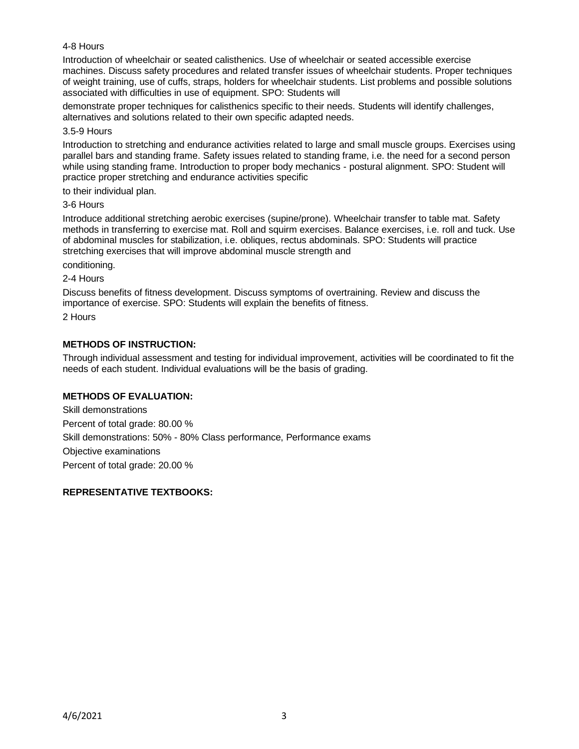4-8 Hours

Introduction of wheelchair or seated calisthenics. Use of wheelchair or seated accessible exercise machines. Discuss safety procedures and related transfer issues of wheelchair students. Proper techniques of weight training, use of cuffs, straps, holders for wheelchair students. List problems and possible solutions associated with difficulties in use of equipment. SPO: Students will

demonstrate proper techniques for calisthenics specific to their needs. Students will identify challenges, alternatives and solutions related to their own specific adapted needs.

3.5-9 Hours

Introduction to stretching and endurance activities related to large and small muscle groups. Exercises using parallel bars and standing frame. Safety issues related to standing frame, i.e. the need for a second person while using standing frame. Introduction to proper body mechanics - postural alignment. SPO: Student will practice proper stretching and endurance activities specific

to their individual plan.

3-6 Hours

Introduce additional stretching aerobic exercises (supine/prone). Wheelchair transfer to table mat. Safety methods in transferring to exercise mat. Roll and squirm exercises. Balance exercises, i.e. roll and tuck. Use of abdominal muscles for stabilization, i.e. obliques, rectus abdominals. SPO: Students will practice stretching exercises that will improve abdominal muscle strength and

conditioning.

2-4 Hours

Discuss benefits of fitness development. Discuss symptoms of overtraining. Review and discuss the importance of exercise. SPO: Students will explain the benefits of fitness.

2 Hours

**METHODS OF INSTRUCTION:**

Through individual assessment and testing for individual improvement, activities will be coordinated to fit the needs of each student. Individual evaluations will be the basis of grading.

**METHODS OF EVALUATION:**

Skill demonstrations

Percent of total grade: 80.00 %

Skill demonstrations: 50% - 80% Class performance, Performance exams

Objective examinations

Percent of total grade: 20.00 %

**REPRESENTATIVE TEXTBOOKS:**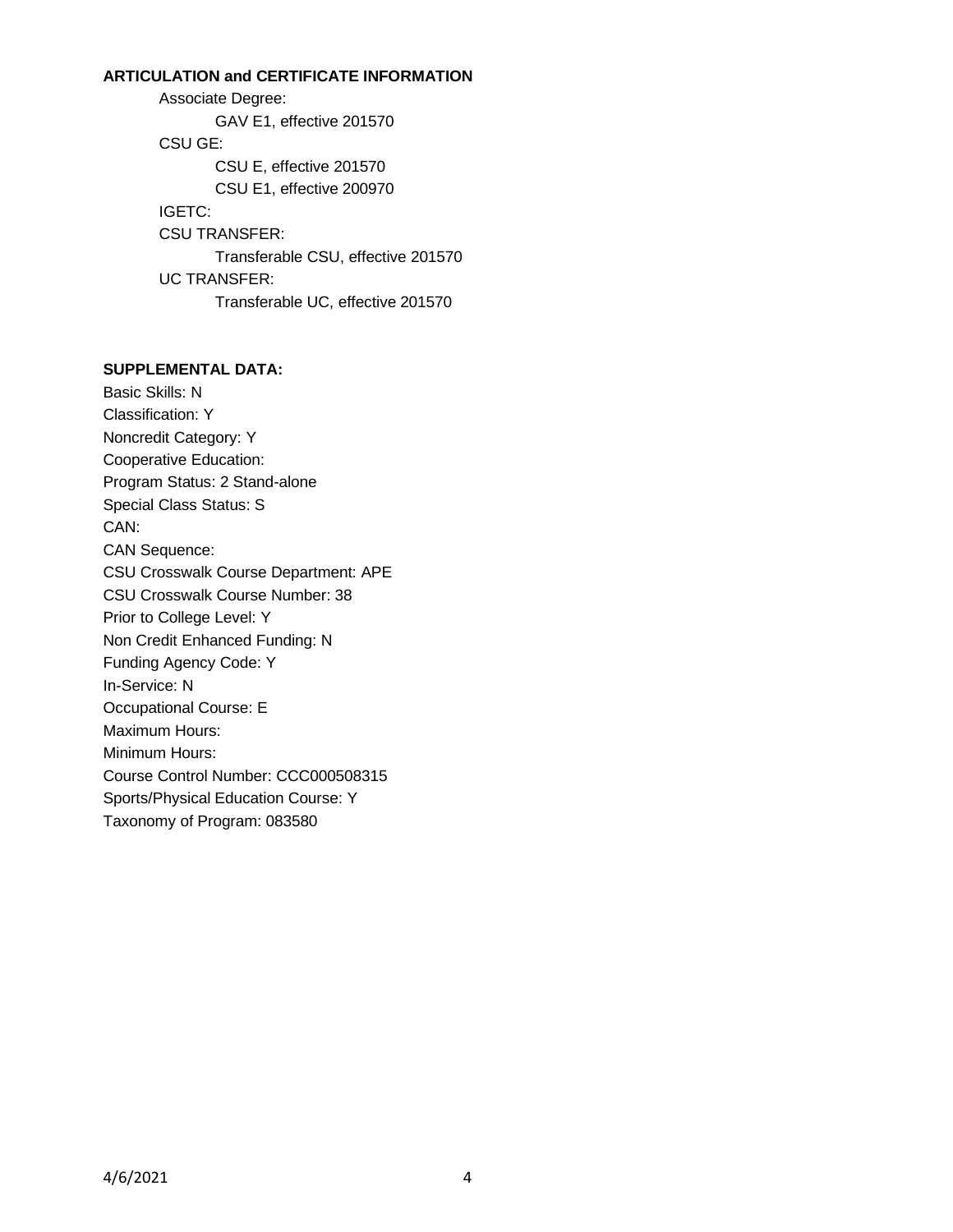**ARTICULATION and CERTIFICATE INFORMATION**

Associate Degree:

GAV E1, effective 201570

CSU GE:

CSU E, effective 201570

CSU E1, effective 200970

IGETC:

CSU TRANSFER:

Transferable CSU, effective 201570

UC TRANSFER:

Transferable UC, effective 201570

**SUPPLEMENTAL DATA:**

Basic Skills: N
Classification: Y
Noncredit Category: Y
Cooperative Education:
Program Status: 2 Stand-alone
Special Class Status: S
CAN:
CAN Sequence:
CSU Crosswalk Course Department: APE
CSU Crosswalk Course Number: 38
Prior to College Level: Y
Non Credit Enhanced Funding: N
Funding Agency Code: Y
In-Service: N
Occupational Course: E
Maximum Hours:
Minimum Hours:
Course Control Number: CCC000508315
Sports/Physical Education Course: Y
Taxonomy of Program: 083580